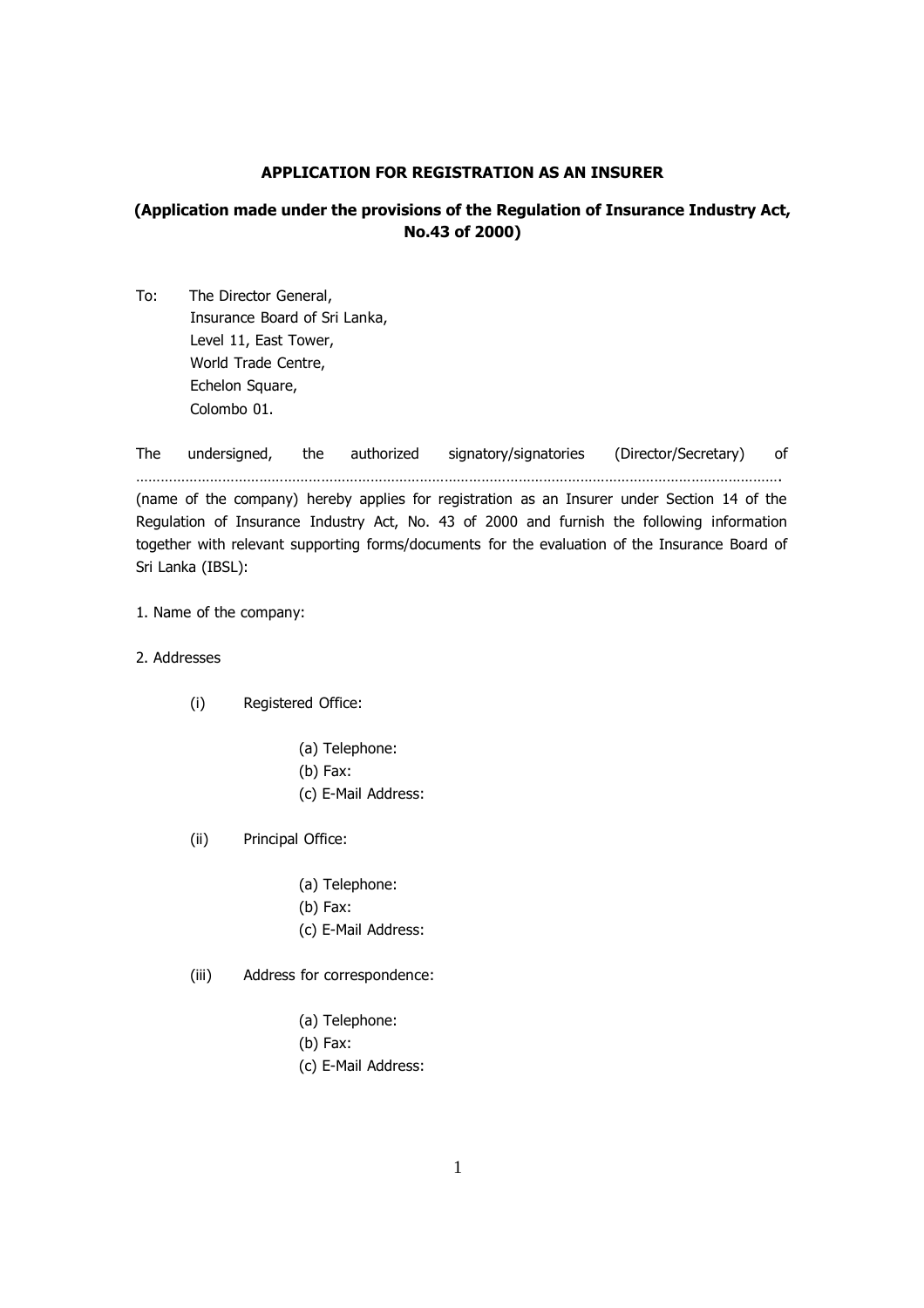**APPLICATION FOR REGISTRATION AS AN INSURER**

**(Application made under the provisions of the Regulation of Insurance Industry Act, No.43 of 2000)**

To: The Director General,
Insurance Board of Sri Lanka,
Level 11, East Tower,
World Trade Centre,
Echelon Square,
Colombo 01.

The undersigned, the authorized signatory/signatories (Director/Secretary) of ………………………………………………………………………………………………………………………………………….

(name of the company) hereby applies for registration as an Insurer under Section 14 of the Regulation of Insurance Industry Act, No. 43 of 2000 and furnish the following information together with relevant supporting forms/documents for the evaluation of the Insurance Board of Sri Lanka (IBSL):

1. Name of the company:

2. Addresses

   (i) Registered Office:

      (a) Telephone:
      (b) Fax:
      (c) E-Mail Address:

   (ii) Principal Office:

      (a) Telephone:
      (b) Fax:
      (c) E-Mail Address:

   (iii) Address for correspondence:

      (a) Telephone:
      (b) Fax:
      (c) E-Mail Address: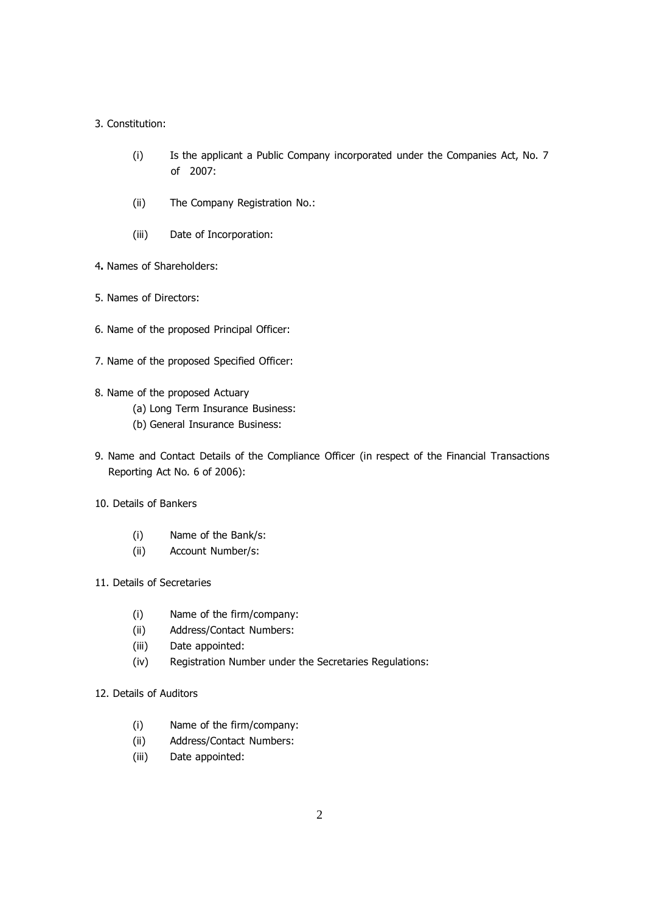3. Constitution:

   (i) Is the applicant a Public Company incorporated under the Companies Act, No. 7 of 2007:

   (ii) The Company Registration No.:

   (iii) Date of Incorporation:

4. Names of Shareholders:

5. Names of Directors:

6. Name of the proposed Principal Officer:

7. Name of the proposed Specified Officer:

8. Name of the proposed Actuary
   (a) Long Term Insurance Business:
   (b) General Insurance Business:

9. Name and Contact Details of the Compliance Officer (in respect of the Financial Transactions Reporting Act No. 6 of 2006):

10. Details of Bankers

   (i) Name of the Bank/s:
   (ii) Account Number/s:

11. Details of Secretaries

   (i) Name of the firm/company:
   (ii) Address/Contact Numbers:
   (iii) Date appointed:
   (iv) Registration Number under the Secretaries Regulations:

12. Details of Auditors

   (i) Name of the firm/company:
   (ii) Address/Contact Numbers:
   (iii) Date appointed: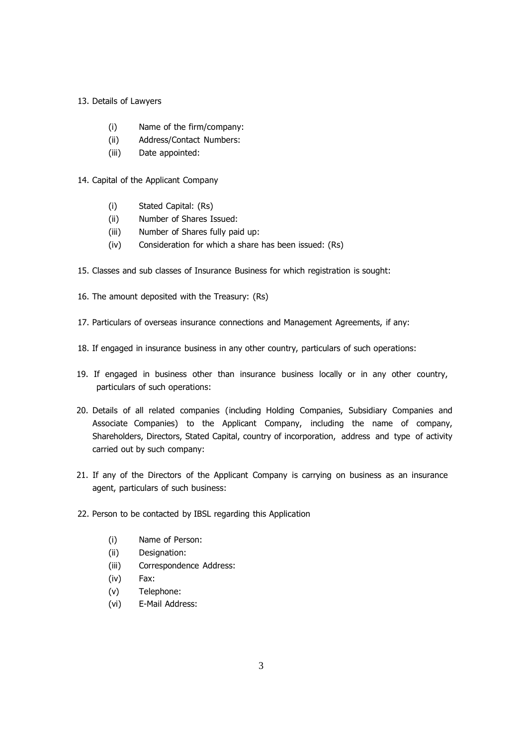13. Details of Lawyers

    (i) Name of the firm/company:
    (ii) Address/Contact Numbers:
    (iii) Date appointed:

14. Capital of the Applicant Company

    (i) Stated Capital: (Rs)
    (ii) Number of Shares Issued:
    (iii) Number of Shares fully paid up:
    (iv) Consideration for which a share has been issued: (Rs)

15. Classes and sub classes of Insurance Business for which registration is sought:

16. The amount deposited with the Treasury: (Rs)

17. Particulars of overseas insurance connections and Management Agreements, if any:

18. If engaged in insurance business in any other country, particulars of such operations:

19. If engaged in business other than insurance business locally or in any other country, particulars of such operations:

20. Details of all related companies (including Holding Companies, Subsidiary Companies and Associate Companies) to the Applicant Company, including the name of company, Shareholders, Directors, Stated Capital, country of incorporation, address and type of activity carried out by such company:

21. If any of the Directors of the Applicant Company is carrying on business as an insurance agent, particulars of such business:

22. Person to be contacted by IBSL regarding this Application

    (i) Name of Person:
    (ii) Designation:
    (iii) Correspondence Address:
    (iv) Fax:
    (v) Telephone:
    (vi) E-Mail Address: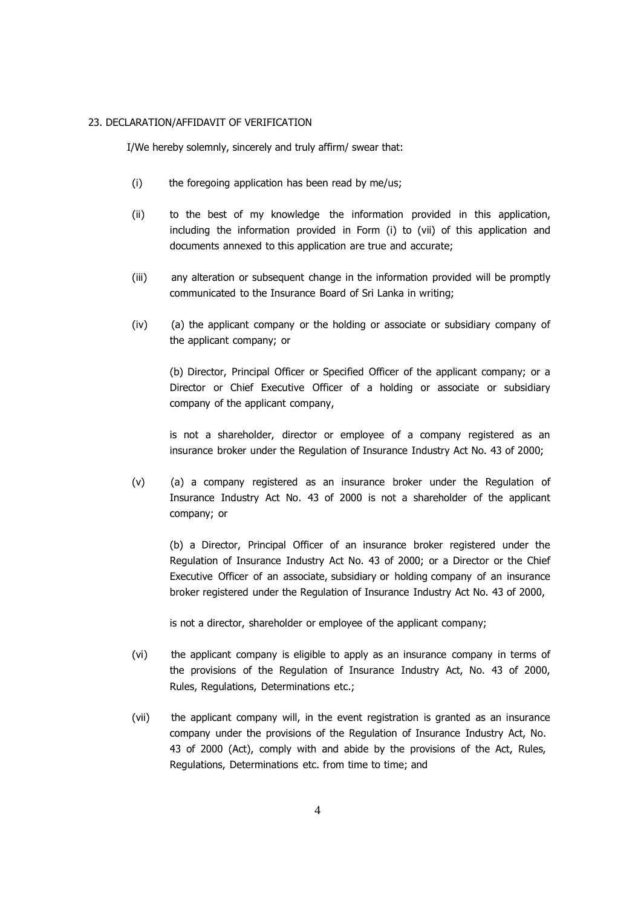23. DECLARATION/AFFIDAVIT OF VERIFICATION

I/We hereby solemnly, sincerely and truly affirm/ swear that:

(i) the foregoing application has been read by me/us;

(ii) to the best of my knowledge the information provided in this application, including the information provided in Form (i) to (vii) of this application and documents annexed to this application are true and accurate;

(iii) any alteration or subsequent change in the information provided will be promptly communicated to the Insurance Board of Sri Lanka in writing;

(iv) (a) the applicant company or the holding or associate or subsidiary company of the applicant company; or

(b) Director, Principal Officer or Specified Officer of the applicant company; or a Director or Chief Executive Officer of a holding or associate or subsidiary company of the applicant company,

is not a shareholder, director or employee of a company registered as an insurance broker under the Regulation of Insurance Industry Act No. 43 of 2000;

(v) (a) a company registered as an insurance broker under the Regulation of Insurance Industry Act No. 43 of 2000 is not a shareholder of the applicant company; or

(b) a Director, Principal Officer of an insurance broker registered under the Regulation of Insurance Industry Act No. 43 of 2000; or a Director or the Chief Executive Officer of an associate, subsidiary or holding company of an insurance broker registered under the Regulation of Insurance Industry Act No. 43 of 2000,

is not a director, shareholder or employee of the applicant company;

(vi) the applicant company is eligible to apply as an insurance company in terms of the provisions of the Regulation of Insurance Industry Act, No. 43 of 2000, Rules, Regulations, Determinations etc.;

(vii) the applicant company will, in the event registration is granted as an insurance company under the provisions of the Regulation of Insurance Industry Act, No. 43 of 2000 (Act), comply with and abide by the provisions of the Act, Rules, Regulations, Determinations etc. from time to time; and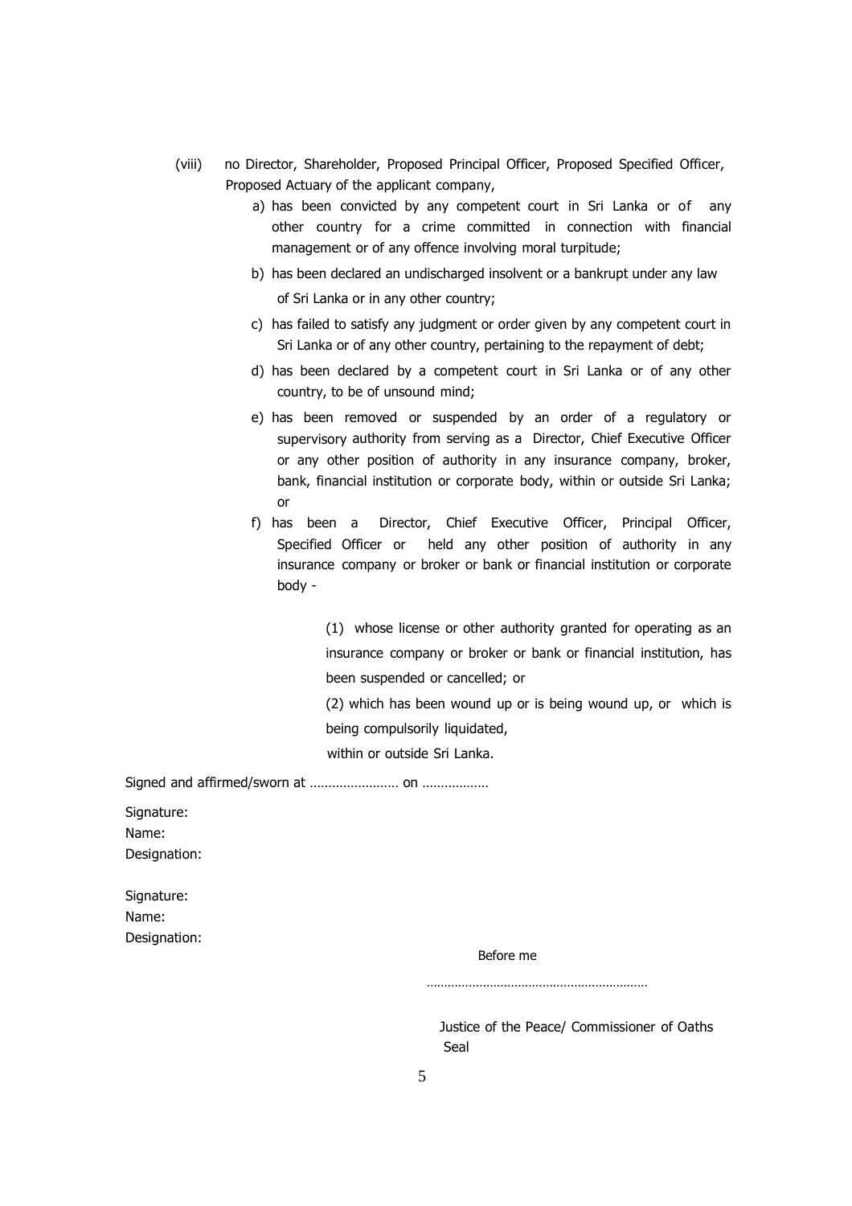(viii) no Director, Shareholder, Proposed Principal Officer, Proposed Specified Officer, Proposed Actuary of the applicant company,

a) has been convicted by any competent court in Sri Lanka or of any other country for a crime committed in connection with financial management or of any offence involving moral turpitude;

b) has been declared an undischarged insolvent or a bankrupt under any law of Sri Lanka or in any other country;

c) has failed to satisfy any judgment or order given by any competent court in Sri Lanka or of any other country, pertaining to the repayment of debt;

d) has been declared by a competent court in Sri Lanka or of any other country, to be of unsound mind;

e) has been removed or suspended by an order of a regulatory or supervisory authority from serving as a Director, Chief Executive Officer or any other position of authority in any insurance company, broker, bank, financial institution or corporate body, within or outside Sri Lanka; or

f) has been a Director, Chief Executive Officer, Principal Officer, Specified Officer or held any other position of authority in any insurance company or broker or bank or financial institution or corporate body -

(1) whose license or other authority granted for operating as an insurance company or broker or bank or financial institution, has been suspended or cancelled; or

(2) which has been wound up or is being wound up, or which is being compulsorily liquidated,

within or outside Sri Lanka.

Signed and affirmed/sworn at …………………… on ………………

Signature:
Name:
Designation:

Signature:
Name:
Designation:

Before me

……………………………………………………

Justice of the Peace/ Commissioner of Oaths
Seal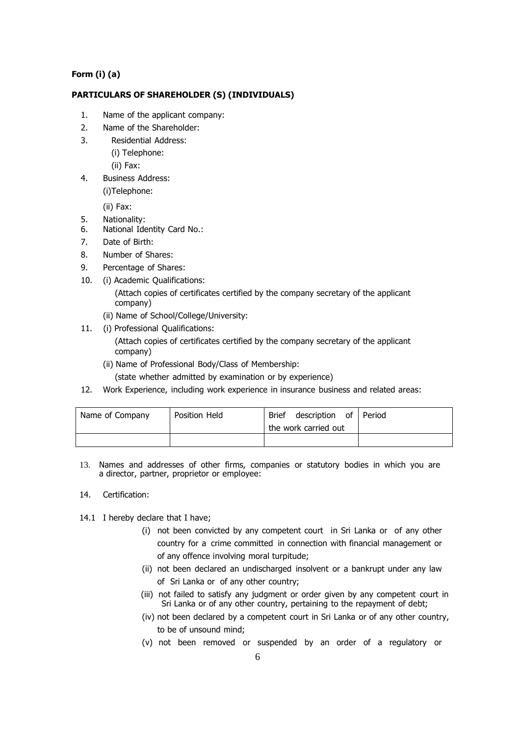**Form (i) (a)**

**PARTICULARS OF SHAREHOLDER (S) (INDIVIDUALS)**

1. Name of the applicant company:
2. Name of the Shareholder:
3. Residential Address:
   (i) Telephone:
   (ii) Fax:
4. Business Address:
   (i)Telephone:
   (ii) Fax:
5. Nationality:
6. National Identity Card No.:
7. Date of Birth:
8. Number of Shares:
9. Percentage of Shares:
10. (i) Academic Qualifications:
    (Attach copies of certificates certified by the company secretary of the applicant company)
    (ii) Name of School/College/University:
11. (i) Professional Qualifications:
    (Attach copies of certificates certified by the company secretary of the applicant company)
    (ii) Name of Professional Body/Class of Membership:
    (state whether admitted by examination or by experience)
12. Work Experience, including work experience in insurance business and related areas:

| Name of Company | Position Held | Brief description of the work carried out | Period |
|---|---|---|---|
| | | | |

13. Names and addresses of other firms, companies or statutory bodies in which you are a director, partner, proprietor or employee:

14. Certification:

14.1 I hereby declare that I have;

(i) not been convicted by any competent court in Sri Lanka or of any other country for a crime committed in connection with financial management or of any offence involving moral turpitude;

(ii) not been declared an undischarged insolvent or a bankrupt under any law of Sri Lanka or of any other country;

(iii) not failed to satisfy any judgment or order given by any competent court in Sri Lanka or of any other country, pertaining to the repayment of debt;

(iv) not been declared by a competent court in Sri Lanka or of any other country, to be of unsound mind;

(v) not been removed or suspended by an order of a regulatory or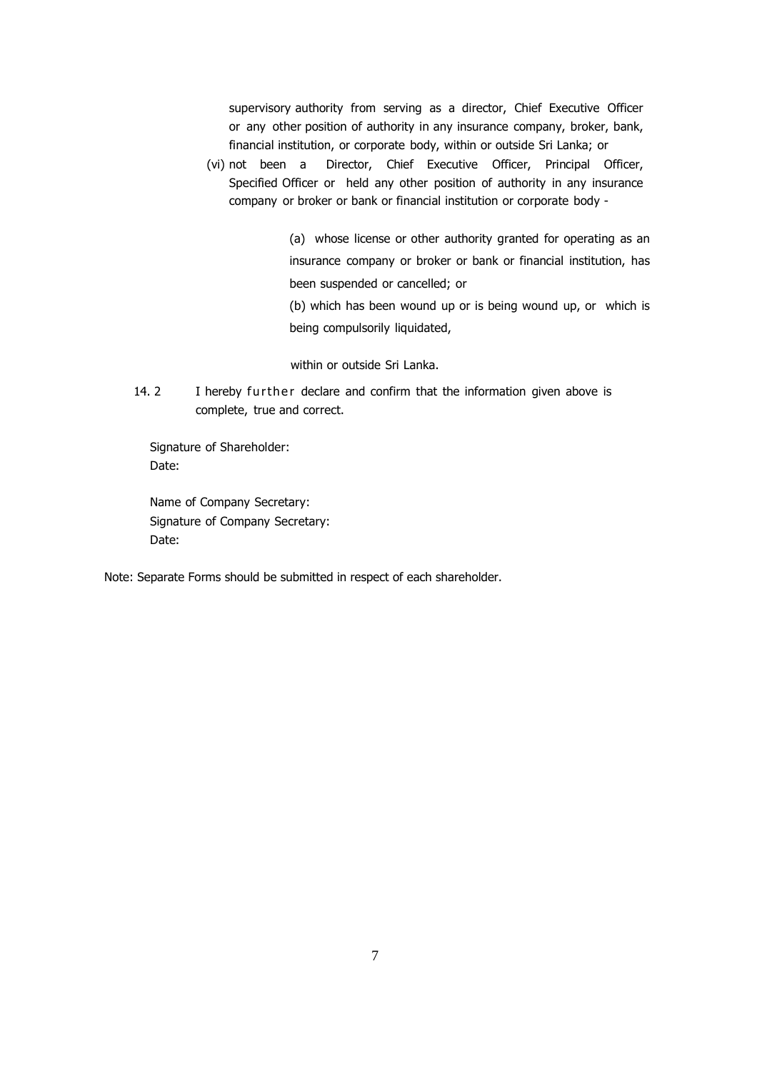supervisory authority from serving as a director, Chief Executive Officer or any other position of authority in any insurance company, broker, bank, financial institution, or corporate body, within or outside Sri Lanka; or

(vi) not been a Director, Chief Executive Officer, Principal Officer, Specified Officer or held any other position of authority in any insurance company or broker or bank or financial institution or corporate body -

> (a) whose license or other authority granted for operating as an insurance company or broker or bank or financial institution, has been suspended or cancelled; or
>
> (b) which has been wound up or is being wound up, or which is being compulsorily liquidated,

within or outside Sri Lanka.

14.2 I hereby further declare and confirm that the information given above is complete, true and correct.

Signature of Shareholder:
Date:

Name of Company Secretary:
Signature of Company Secretary:
Date:

Note: Separate Forms should be submitted in respect of each shareholder.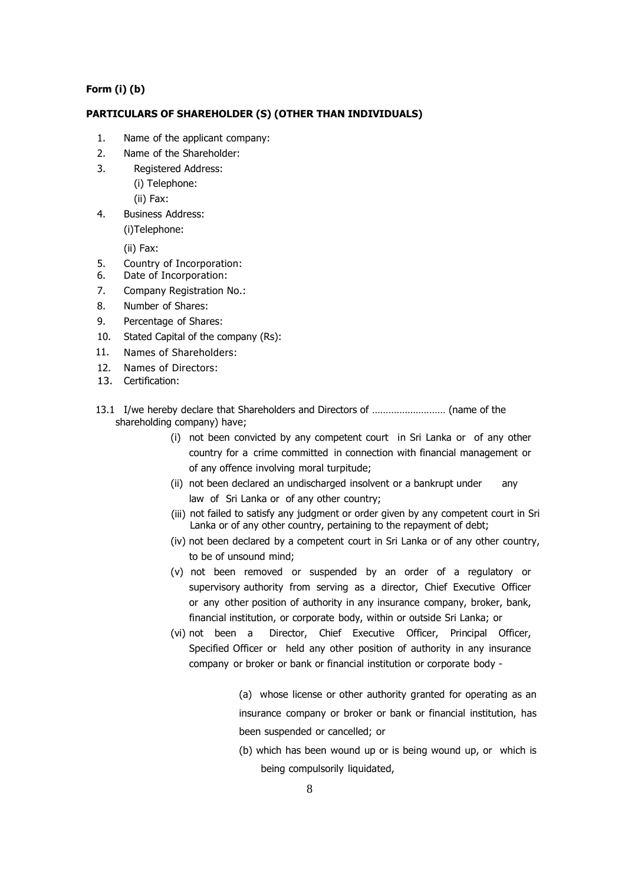**Form (i) (b)**

**PARTICULARS OF SHAREHOLDER (S) (OTHER THAN INDIVIDUALS)**

1. Name of the applicant company:
2. Name of the Shareholder:
3. Registered Address:
   (i) Telephone:
   (ii) Fax:
4. Business Address:
   (i)Telephone:
   (ii) Fax:
5. Country of Incorporation:
6. Date of Incorporation:
7. Company Registration No.:
8. Number of Shares:
9. Percentage of Shares:
10. Stated Capital of the company (Rs):
11. Names of Shareholders:
12. Names of Directors:
13. Certification:

13.1 I/we hereby declare that Shareholders and Directors of ……………………… (name of the shareholding company) have;

(i) not been convicted by any competent court in Sri Lanka or of any other country for a crime committed in connection with financial management or of any offence involving moral turpitude;

(ii) not been declared an undischarged insolvent or a bankrupt under any law of Sri Lanka or of any other country;

(iii) not failed to satisfy any judgment or order given by any competent court in Sri Lanka or of any other country, pertaining to the repayment of debt;

(iv) not been declared by a competent court in Sri Lanka or of any other country, to be of unsound mind;

(v) not been removed or suspended by an order of a regulatory or supervisory authority from serving as a director, Chief Executive Officer or any other position of authority in any insurance company, broker, bank, financial institution, or corporate body, within or outside Sri Lanka; or

(vi) not been a Director, Chief Executive Officer, Principal Officer, Specified Officer or held any other position of authority in any insurance company or broker or bank or financial institution or corporate body -

(a) whose license or other authority granted for operating as an insurance company or broker or bank or financial institution, has been suspended or cancelled; or

(b) which has been wound up or is being wound up, or which is being compulsorily liquidated,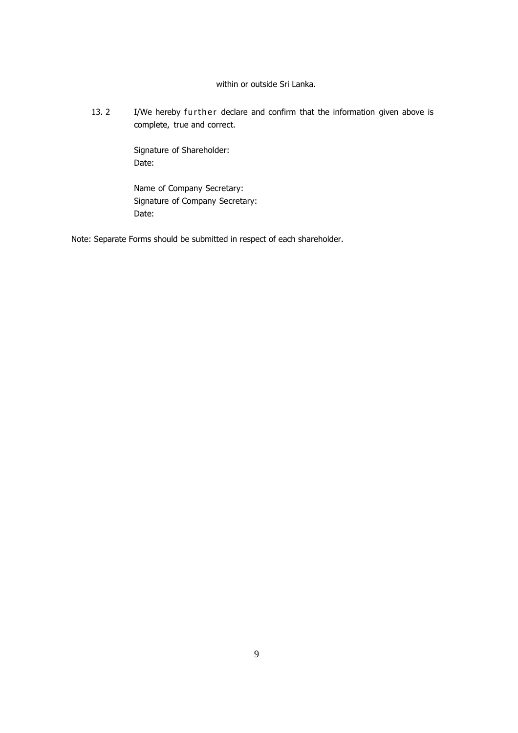within or outside Sri Lanka.

13. 2 I/We hereby further declare and confirm that the information given above is complete, true and correct.

Signature of Shareholder:
Date:

Name of Company Secretary:
Signature of Company Secretary:
Date:

Note: Separate Forms should be submitted in respect of each shareholder.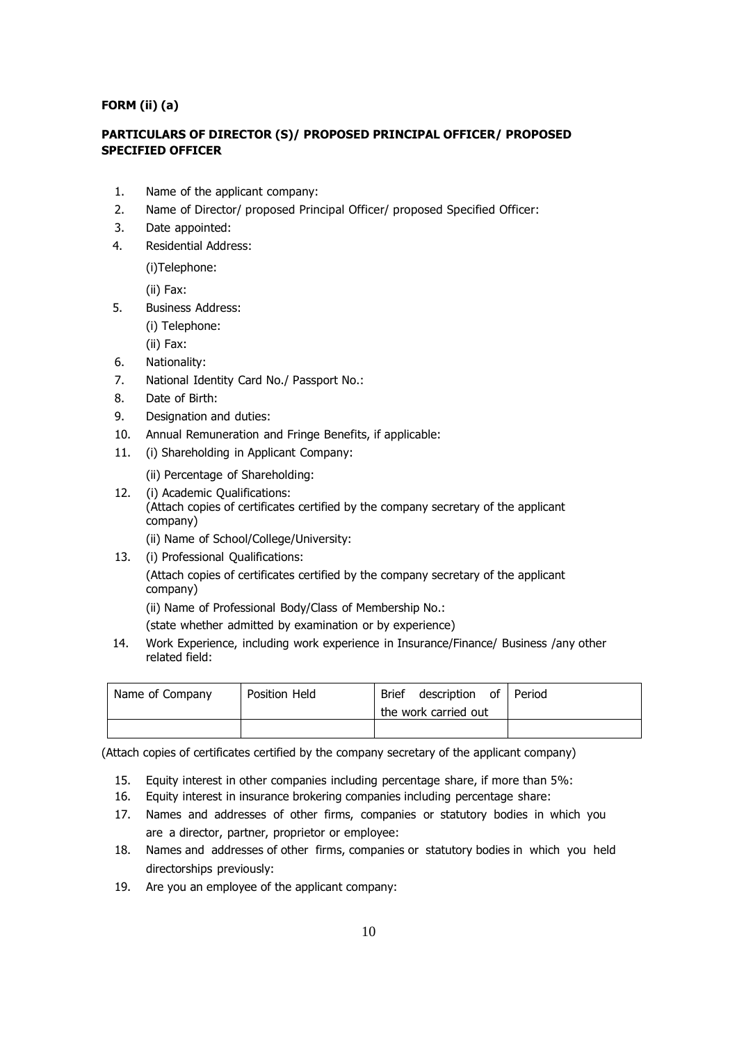**FORM (ii) (a)**

**PARTICULARS OF DIRECTOR (S)/ PROPOSED PRINCIPAL OFFICER/ PROPOSED SPECIFIED OFFICER**

1. Name of the applicant company:
2. Name of Director/ proposed Principal Officer/ proposed Specified Officer:
3. Date appointed:
4. Residential Address:

   (i)Telephone:

   (ii) Fax:
5. Business Address:

   (i) Telephone:

   (ii) Fax:
6. Nationality:
7. National Identity Card No./ Passport No.:
8. Date of Birth:
9. Designation and duties:
10. Annual Remuneration and Fringe Benefits, if applicable:
11. (i) Shareholding in Applicant Company:

    (ii) Percentage of Shareholding:
12. (i) Academic Qualifications:
    (Attach copies of certificates certified by the company secretary of the applicant company)

    (ii) Name of School/College/University:
13. (i) Professional Qualifications:

    (Attach copies of certificates certified by the company secretary of the applicant company)

    (ii) Name of Professional Body/Class of Membership No.:

    (state whether admitted by examination or by experience)
14. Work Experience, including work experience in Insurance/Finance/ Business /any other related field:

| Name of Company | Position Held | Brief description of the work carried out | Period |
|---|---|---|---|
| | | | |

(Attach copies of certificates certified by the company secretary of the applicant company)

15. Equity interest in other companies including percentage share, if more than 5%:
16. Equity interest in insurance brokering companies including percentage share:
17. Names and addresses of other firms, companies or statutory bodies in which you are a director, partner, proprietor or employee:
18. Names and addresses of other firms, companies or statutory bodies in which you held directorships previously:
19. Are you an employee of the applicant company: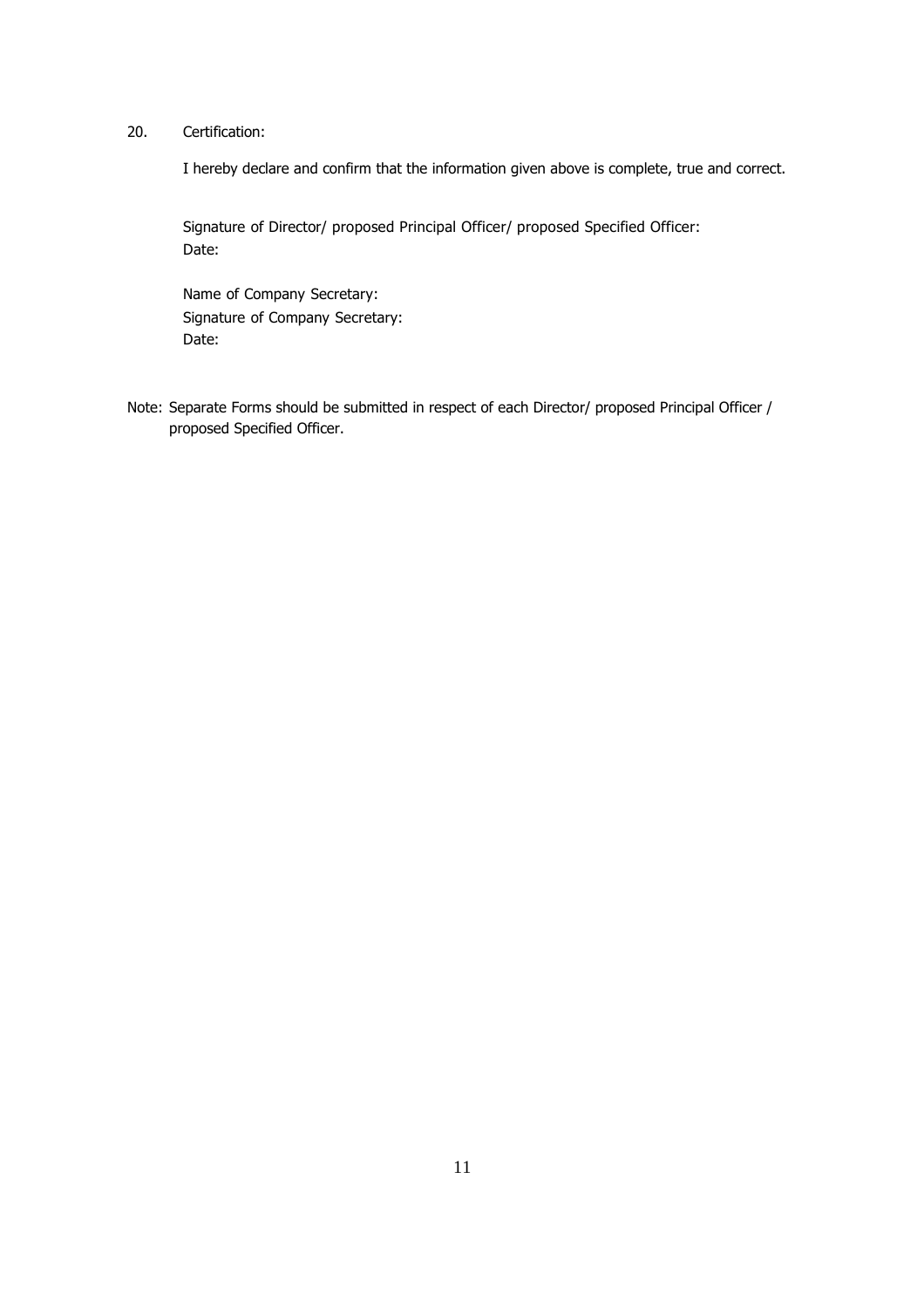20. Certification:

I hereby declare and confirm that the information given above is complete, true and correct.

Signature of Director/ proposed Principal Officer/ proposed Specified Officer:
Date:

Name of Company Secretary:
Signature of Company Secretary:
Date:

Note: Separate Forms should be submitted in respect of each Director/ proposed Principal Officer / proposed Specified Officer.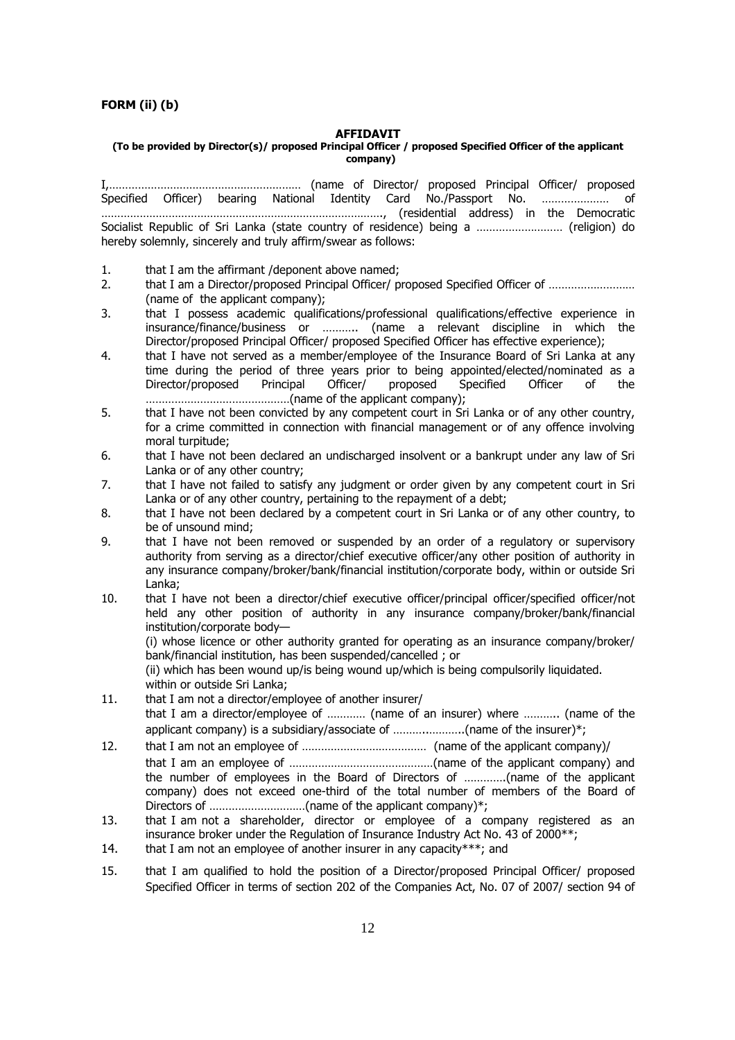**FORM (ii) (b)**

## AFFIDAVIT

**(To be provided by Director(s)/ proposed Principal Officer / proposed Specified Officer of the applicant company)**

I,…………………………………………………… (name of Director/ proposed Principal Officer/ proposed Specified Officer) bearing National Identity Card No./Passport No. ………………… of …………………………………………………………………………., (residential address) in the Democratic Socialist Republic of Sri Lanka (state country of residence) being a ……………………… (religion) do hereby solemnly, sincerely and truly affirm/swear as follows:

1. that I am the affirmant /deponent above named;
2. that I am a Director/proposed Principal Officer/ proposed Specified Officer of ……………………… (name of the applicant company);
3. that I possess academic qualifications/professional qualifications/effective experience in insurance/finance/business or ……….. (name a relevant discipline in which the Director/proposed Principal Officer/ proposed Specified Officer has effective experience);
4. that I have not served as a member/employee of the Insurance Board of Sri Lanka at any time during the period of three years prior to being appointed/elected/nominated as a Director/proposed Principal Officer/ proposed Specified Officer of the ………………………………………(name of the applicant company);
5. that I have not been convicted by any competent court in Sri Lanka or of any other country, for a crime committed in connection with financial management or of any offence involving moral turpitude;
6. that I have not been declared an undischarged insolvent or a bankrupt under any law of Sri Lanka or of any other country;
7. that I have not failed to satisfy any judgment or order given by any competent court in Sri Lanka or of any other country, pertaining to the repayment of a debt;
8. that I have not been declared by a competent court in Sri Lanka or of any other country, to be of unsound mind;
9. that I have not been removed or suspended by an order of a regulatory or supervisory authority from serving as a director/chief executive officer/any other position of authority in any insurance company/broker/bank/financial institution/corporate body, within or outside Sri Lanka;
10. that I have not been a director/chief executive officer/principal officer/specified officer/not held any other position of authority in any insurance company/broker/bank/financial institution/corporate body—
    (i) whose licence or other authority granted for operating as an insurance company/broker/ bank/financial institution, has been suspended/cancelled ; or
    (ii) which has been wound up/is being wound up/which is being compulsorily liquidated.
    within or outside Sri Lanka;
11. that I am not a director/employee of another insurer/
    that I am a director/employee of ………… (name of an insurer) where ……….. (name of the applicant company) is a subsidiary/associate of …………………..(name of the insurer)*;
12. that I am not an employee of ………………………………… (name of the applicant company)/
    that I am an employee of ………………………………………(name of the applicant company) and the number of employees in the Board of Directors of ………….(name of the applicant company) does not exceed one-third of the total number of members of the Board of Directors of ………………………..(name of the applicant company)*;
13. that I am not a shareholder, director or employee of a company registered as an insurance broker under the Regulation of Insurance Industry Act No. 43 of 2000**;
14. that I am not an employee of another insurer in any capacity***; and
15. that I am qualified to hold the position of a Director/proposed Principal Officer/ proposed Specified Officer in terms of section 202 of the Companies Act, No. 07 of 2007/ section 94 of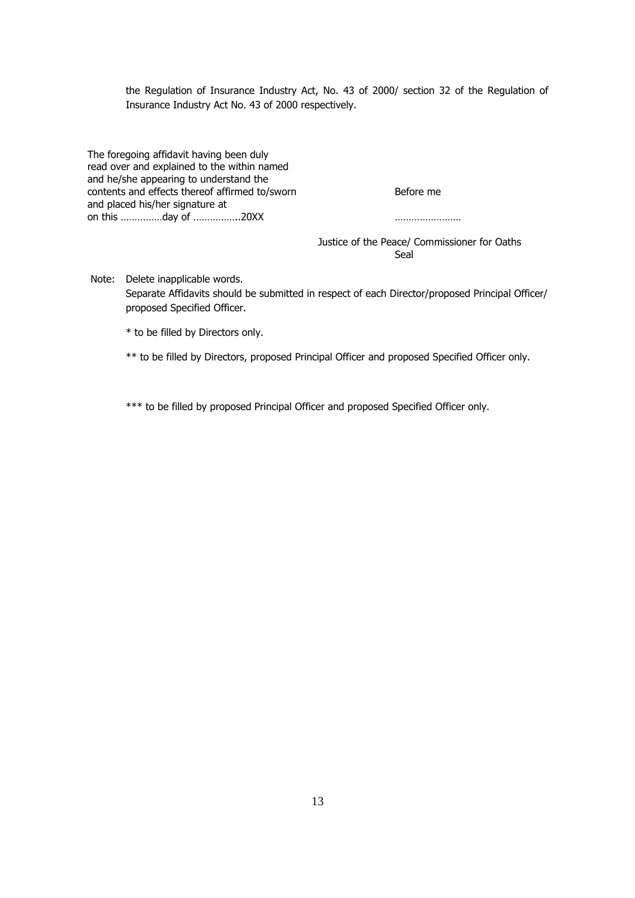the Regulation of Insurance Industry Act, No. 43 of 2000/ section 32 of the Regulation of Insurance Industry Act No. 43 of 2000 respectively.

| | |
|---|---|
| The foregoing affidavit having been duly read over and explained to the within named and he/she appearing to understand the contents and effects thereof affirmed to/sworn and placed his/her signature at on this ……………day of ……………..20XX | Before me<br><br>……………………<br><br>Justice of the Peace/ Commissioner for Oaths<br>Seal |

Note: Delete inapplicable words.

Separate Affidavits should be submitted in respect of each Director/proposed Principal Officer/ proposed Specified Officer.

* to be filled by Directors only.

** to be filled by Directors, proposed Principal Officer and proposed Specified Officer only.

*** to be filled by proposed Principal Officer and proposed Specified Officer only.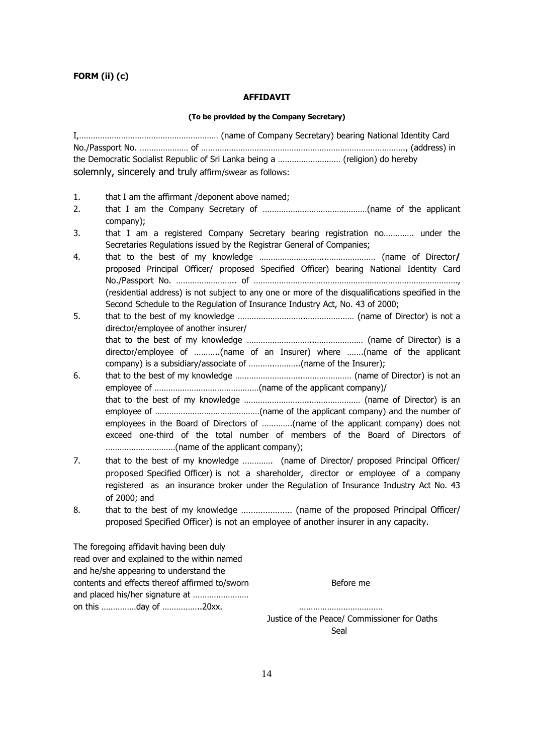**FORM (ii) (c)**

**AFFIDAVIT**

**(To be provided by the Company Secretary)**

I,…………………………………………………… (name of Company Secretary) bearing National Identity Card No./Passport No. ………………… of …………………………………………………………………………., (address) in the Democratic Socialist Republic of Sri Lanka being a ……………………… (religion) do hereby solemnly, sincerely and truly affirm/swear as follows:

1. that I am the affirmant /deponent above named;
2. that I am the Company Secretary of ………………………………………(name of the applicant company);
3. that I am a registered Company Secretary bearing registration no…………. under the Secretaries Regulations issued by the Registrar General of Companies;
4. that to the best of my knowledge …………………………………………… (name of Director**/** proposed Principal Officer/ proposed Specified Officer) bearing National Identity Card No./Passport No. …………………….. of ……………………………………………………………………………, (residential address) is not subject to any one or more of the disqualifications specified in the Second Schedule to the Regulation of Insurance Industry Act, No. 43 of 2000;
5. that to the best of my knowledge …………………………………………… (name of Director) is not a director/employee of another insurer/
   that to the best of my knowledge …………………………………………… (name of Director) is a director/employee of ………..(name of an Insurer) where …….(name of the applicant company) is a subsidiary/associate of ………………..(name of the Insurer);
6. that to the best of my knowledge …………………………………………… (name of Director) is not an employee of ………………………………………(name of the applicant company)/
   that to the best of my knowledge …………………………………………… (name of Director) is an employee of ………………………………………(name of the applicant company) and the number of employees in the Board of Directors of ………….(name of the applicant company) does not exceed one-third of the total number of members of the Board of Directors of …………………………(name of the applicant company);
7. that to the best of my knowledge ………… (name of Director/ proposed Principal Officer/ proposed Specified Officer) is not a shareholder, director or employee of a company registered as an insurance broker under the Regulation of Insurance Industry Act No. 43 of 2000; and
8. that to the best of my knowledge ………………… (name of the proposed Principal Officer/ proposed Specified Officer) is not an employee of another insurer in any capacity.

The foregoing affidavit having been duly read over and explained to the within named and he/she appearing to understand the contents and effects thereof affirmed to/sworn and placed his/her signature at …………………… on this ……………day of ……………..20xx.

Before me

………………………………

Justice of the Peace/ Commissioner for Oaths

Seal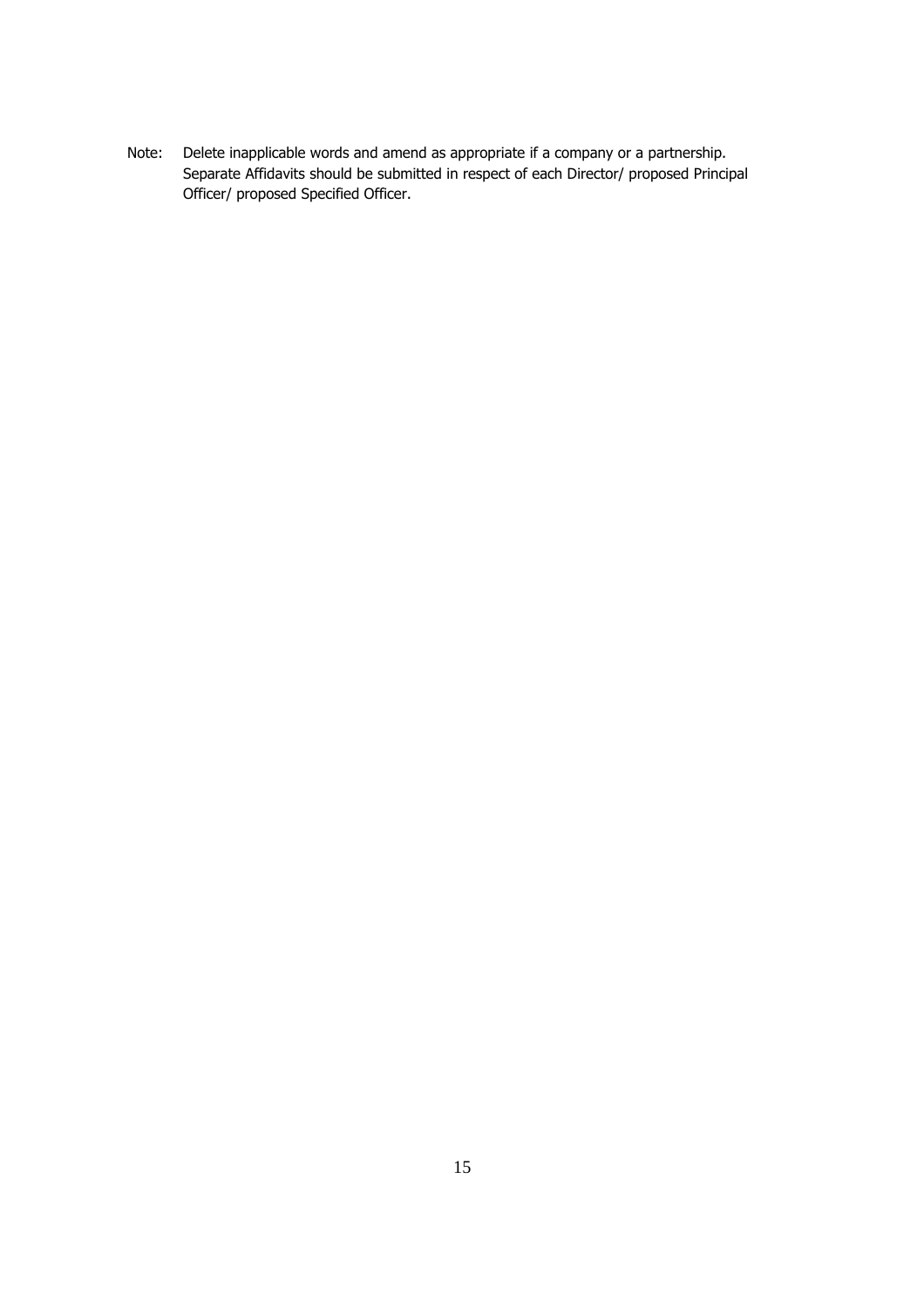Note: Delete inapplicable words and amend as appropriate if a company or a partnership. Separate Affidavits should be submitted in respect of each Director/ proposed Principal Officer/ proposed Specified Officer.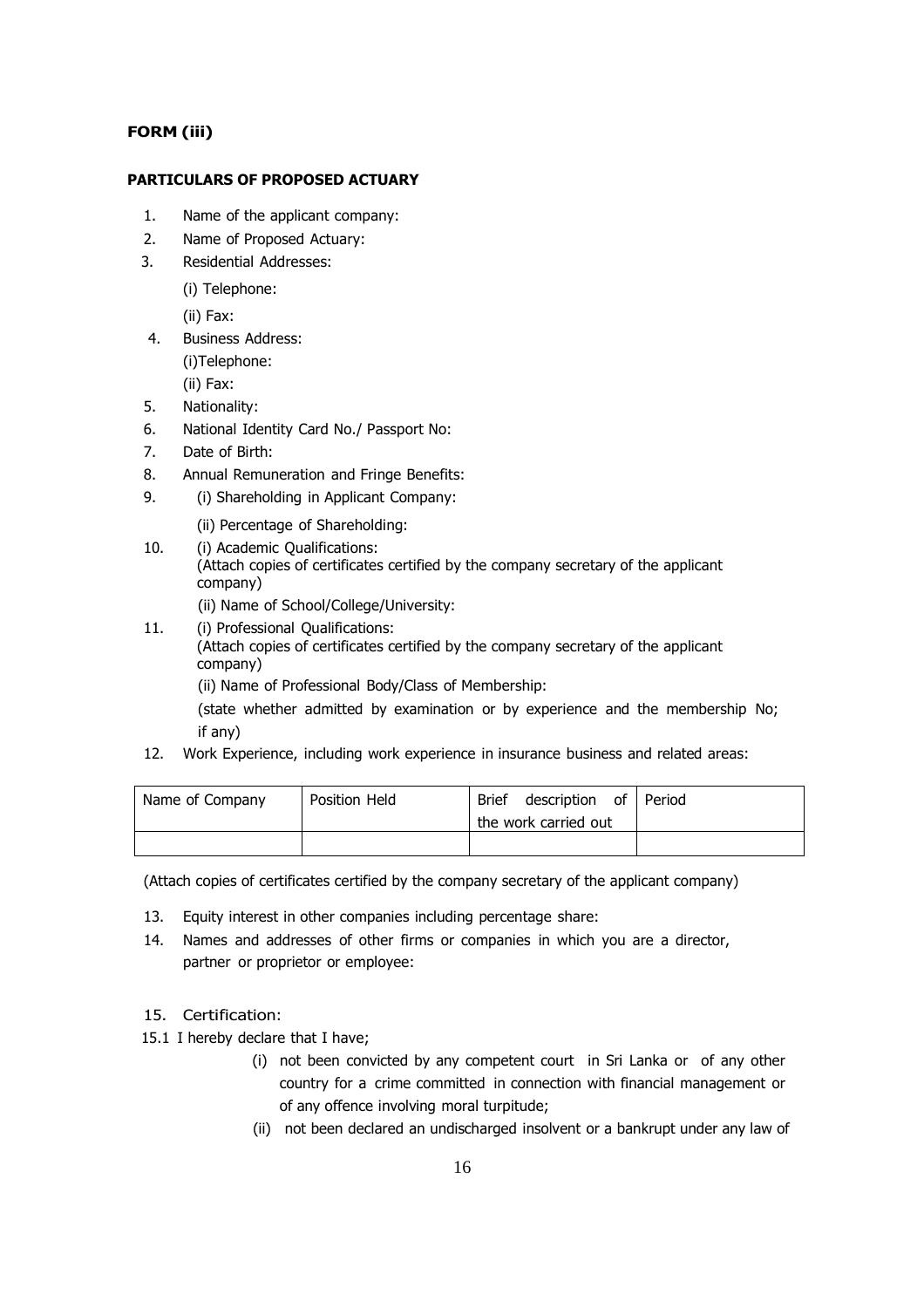**FORM (iii)**

**PARTICULARS OF PROPOSED ACTUARY**

1. Name of the applicant company:
2. Name of Proposed Actuary:
3. Residential Addresses:

   (i) Telephone:

   (ii) Fax:
4. Business Address:

   (i)Telephone:

   (ii) Fax:
5. Nationality:
6. National Identity Card No./ Passport No:
7. Date of Birth:
8. Annual Remuneration and Fringe Benefits:
9. (i) Shareholding in Applicant Company:

   (ii) Percentage of Shareholding:
10. (i) Academic Qualifications:
    (Attach copies of certificates certified by the company secretary of the applicant company)

    (ii) Name of School/College/University:
11. (i) Professional Qualifications:
    (Attach copies of certificates certified by the company secretary of the applicant company)

    (ii) Name of Professional Body/Class of Membership:

    (state whether admitted by examination or by experience and the membership No; if any)
12. Work Experience, including work experience in insurance business and related areas:

| Name of Company | Position Held | Brief description of the work carried out | Period |
|---|---|---|---|
| | | | |

(Attach copies of certificates certified by the company secretary of the applicant company)

13. Equity interest in other companies including percentage share:
14. Names and addresses of other firms or companies in which you are a director, partner or proprietor or employee:

15. Certification:

15.1 I hereby declare that I have;

   (i) not been convicted by any competent court in Sri Lanka or of any other country for a crime committed in connection with financial management or of any offence involving moral turpitude;

   (ii) not been declared an undischarged insolvent or a bankrupt under any law of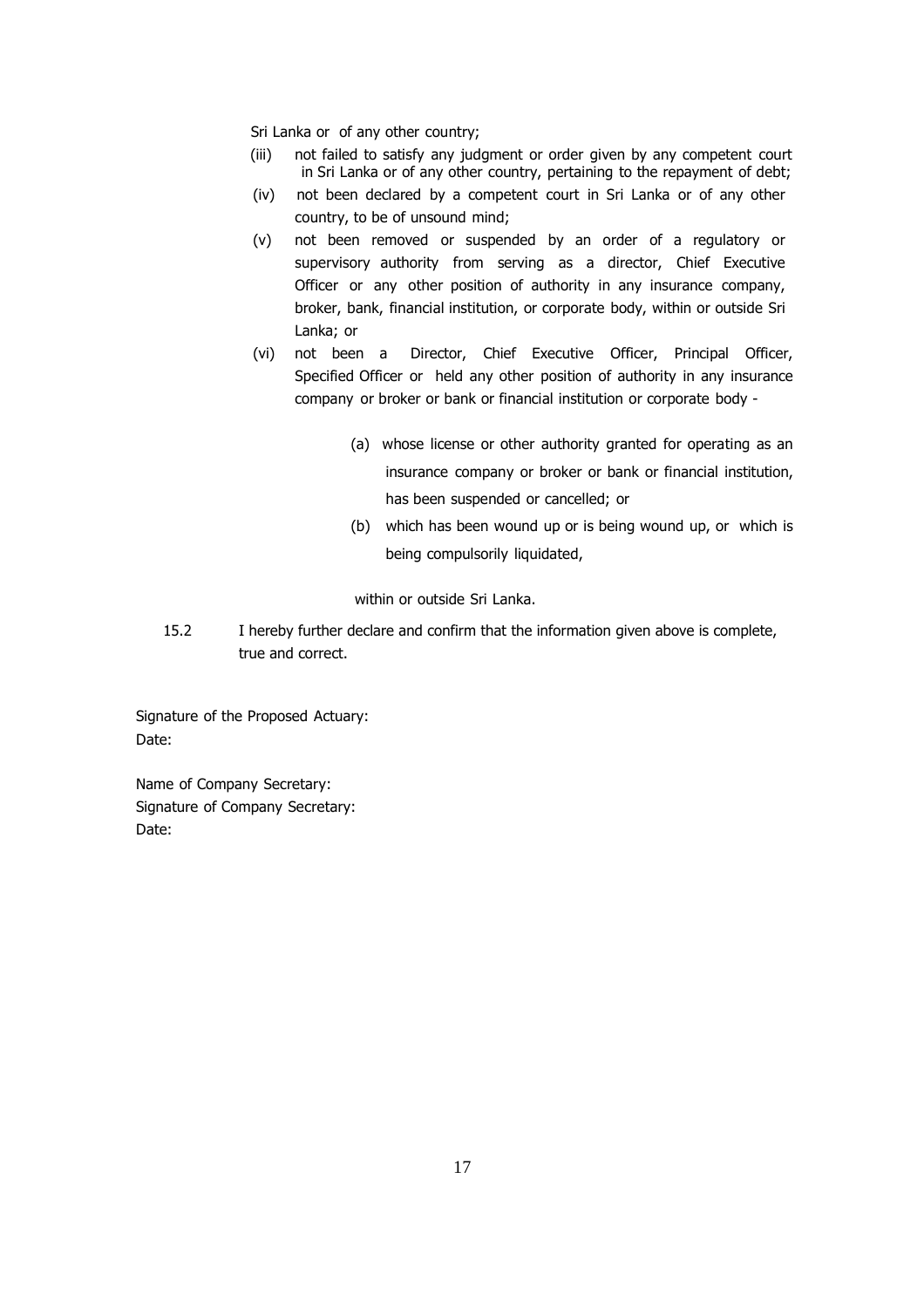Sri Lanka or of any other country;

(iii) not failed to satisfy any judgment or order given by any competent court in Sri Lanka or of any other country, pertaining to the repayment of debt;

(iv) not been declared by a competent court in Sri Lanka or of any other country, to be of unsound mind;

(v) not been removed or suspended by an order of a regulatory or supervisory authority from serving as a director, Chief Executive Officer or any other position of authority in any insurance company, broker, bank, financial institution, or corporate body, within or outside Sri Lanka; or

(vi) not been a Director, Chief Executive Officer, Principal Officer, Specified Officer or held any other position of authority in any insurance company or broker or bank or financial institution or corporate body -

> (a) whose license or other authority granted for operating as an insurance company or broker or bank or financial institution, has been suspended or cancelled; or
>
> (b) which has been wound up or is being wound up, or which is being compulsorily liquidated,

within or outside Sri Lanka.

15.2 I hereby further declare and confirm that the information given above is complete, true and correct.

Signature of the Proposed Actuary:
Date:

Name of Company Secretary:
Signature of Company Secretary:
Date: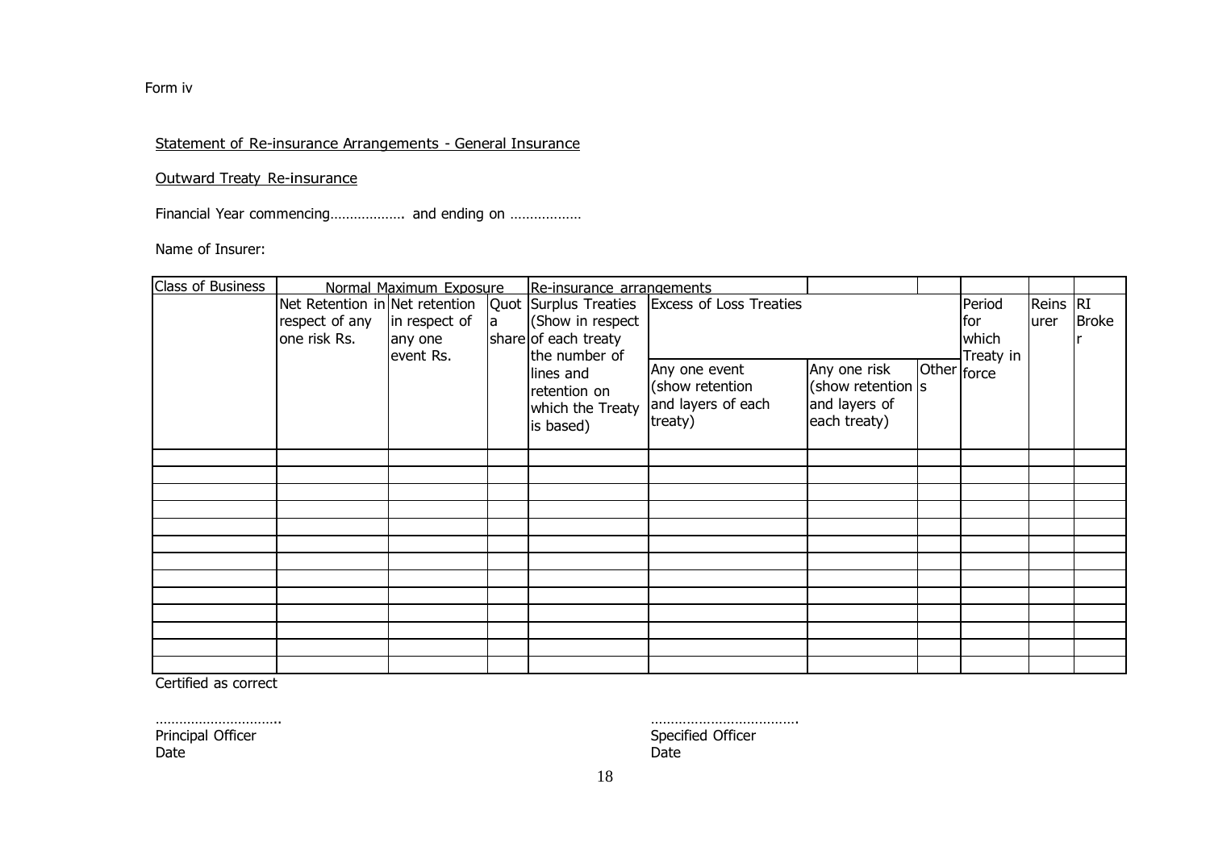Form iv

Statement of Re-insurance Arrangements - General Insurance

Outward Treaty Re-insurance

Financial Year commencing………………. and ending on ………………

Name of Insurer:

| Class of Business | Normal Maximum Exposure | | Re-insurance arrangements | | | | | | | |
|---|---|---|---|---|---|---|---|---|---|---|
| | Net Retention in respect of any one risk Rs. | Net retention in respect of any one event Rs. | Quota share | Surplus Treaties (Show in respect of each treaty the number of lines and retention on which the Treaty is based) | Excess of Loss Treaties | | | Period for which Treaty in force | Reinsurer | RI Broker |
| | | | | | Any one event (show retention and layers of each treaty) | Any one risk (show retention and layers of each treaty) | Others | | | |
| | | | | | | | | | | |
| | | | | | | | | | | |
| | | | | | | | | | | |
| | | | | | | | | | | |
| | | | | | | | | | | |
| | | | | | | | | | | |
| | | | | | | | | | | |
| | | | | | | | | | | |
| | | | | | | | | | | |
| | | | | | | | | | | |
| | | | | | | | | | | |
| | | | | | | | | | | |
| | | | | | | | | | | |

Certified as correct

…………………………..
Principal Officer
Date

……………………………….
Specified Officer
Date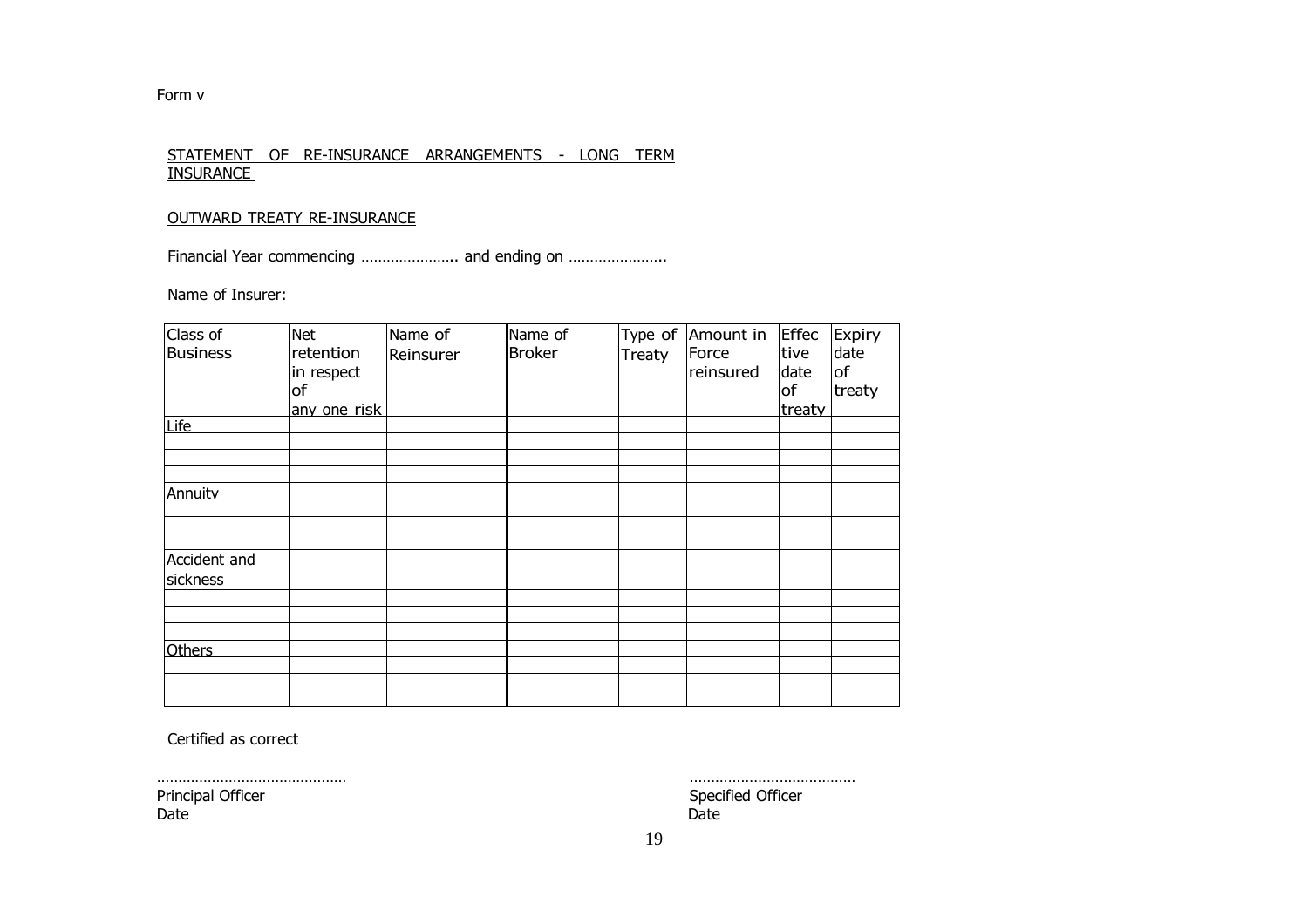Form v

STATEMENT OF RE-INSURANCE ARRANGEMENTS - LONG TERM INSURANCE

OUTWARD TREATY RE-INSURANCE

Financial Year commencing ………………….. and ending on …………………..

Name of Insurer:

| Class of Business | Net retention in respect of any one risk | Name of Reinsurer | Name of Broker | Type of Treaty | Amount in Force reinsured | Effective date of treaty | Expiry date of treaty |
|---|---|---|---|---|---|---|---|
| Life | | | | | | | |
| | | | | | | | |
| | | | | | | | |
| | | | | | | | |
| Annuity | | | | | | | |
| | | | | | | | |
| | | | | | | | |
| | | | | | | | |
| Accident and sickness | | | | | | | |
| | | | | | | | |
| | | | | | | | |
| | | | | | | | |
| Others | | | | | | | |
| | | | | | | | |
| | | | | | | | |
| | | | | | | | |

Certified as correct

………………………………………
Principal Officer
Date

…………………………………
Specified Officer
Date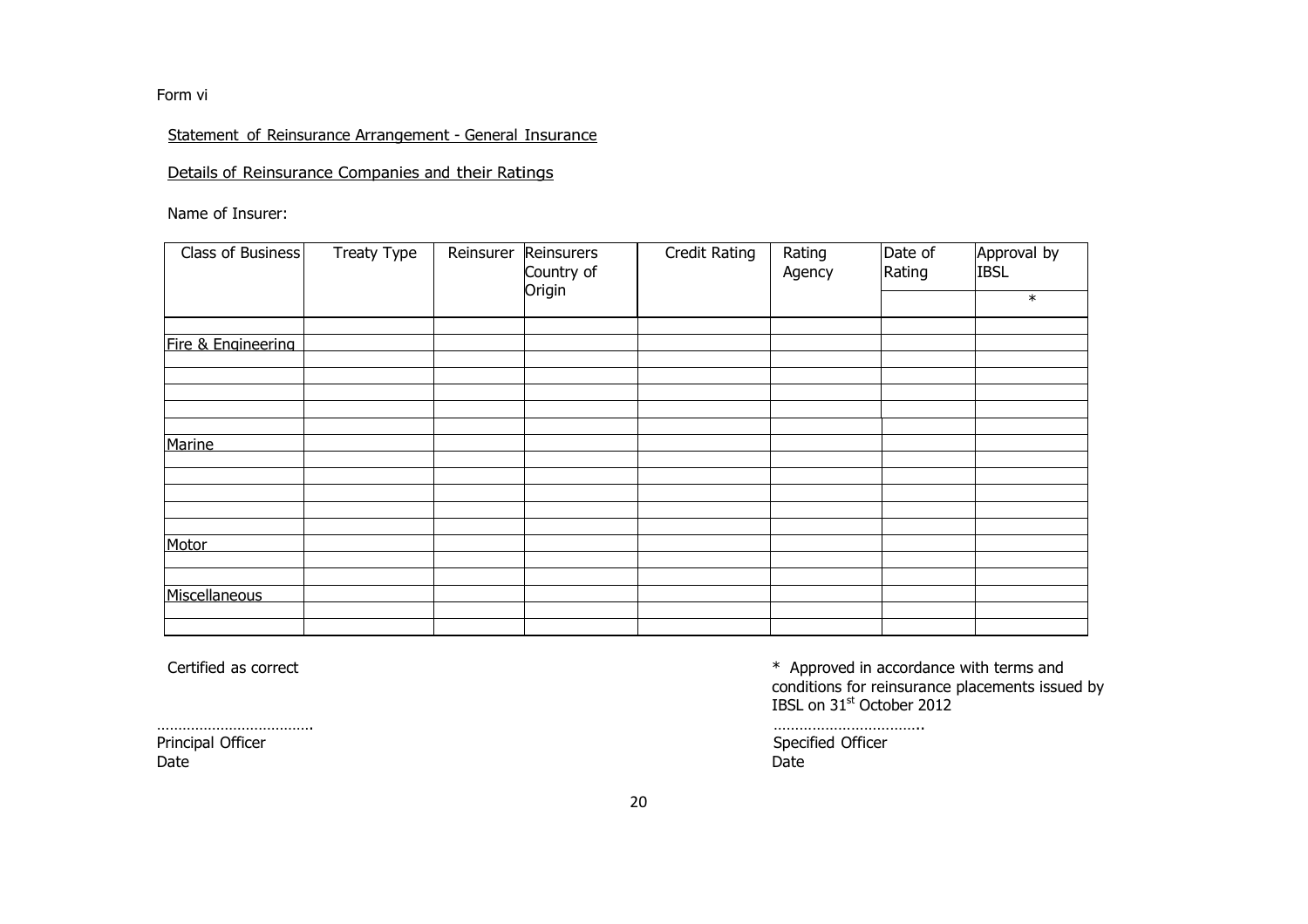Form vi

Statement of Reinsurance Arrangement - General Insurance

Details of Reinsurance Companies and their Ratings

Name of Insurer:

| Class of Business | Treaty Type | Reinsurer | Reinsurers Country of Origin | Credit Rating | Rating Agency | Date of Rating | Approval by IBSL |
|---|---|---|---|---|---|---|---|
| | | | | | | | * |
| | | | | | | | |
| Fire & Engineering | | | | | | | |
| | | | | | | | |
| | | | | | | | |
| | | | | | | | |
| | | | | | | | |
| | | | | | | | |
| Marine | | | | | | | |
| | | | | | | | |
| | | | | | | | |
| | | | | | | | |
| | | | | | | | |
| | | | | | | | |
| Motor | | | | | | | |
| | | | | | | | |
| | | | | | | | |
| Miscellaneous | | | | | | | |
| | | | | | | | |
| | | | | | | | |

Certified as correct

……………………………….
Principal Officer
Date

* Approved in accordance with terms and conditions for reinsurance placements issued by IBSL on 31st October 2012

……………………………..
Specified Officer
Date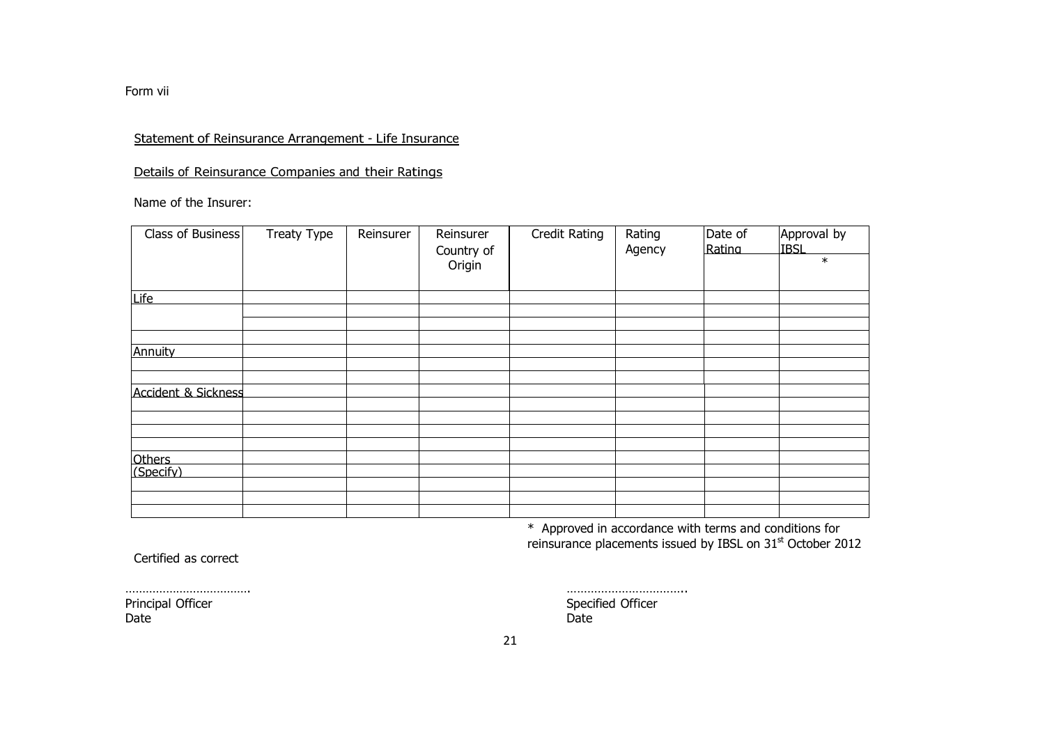Form vii

Statement of Reinsurance Arrangement - Life Insurance

Details of Reinsurance Companies and their Ratings

Name of the Insurer:

| Class of Business | Treaty Type | Reinsurer | Reinsurer Country of Origin | Credit Rating | Rating Agency | Date of Rating | Approval by IBSL * |
|---|---|---|---|---|---|---|---|
| Life | | | | | | | |
| | | | | | | | |
| | | | | | | | |
| | | | | | | | |
| Annuity | | | | | | | |
| | | | | | | | |
| | | | | | | | |
| Accident & Sickness | | | | | | | |
| | | | | | | | |
| | | | | | | | |
| | | | | | | | |
| | | | | | | | |
| Others (Specify) | | | | | | | |
| | | | | | | | |
| | | | | | | | |
| | | | | | | | |
| | | | | | | | |

\* Approved in accordance with terms and conditions for reinsurance placements issued by IBSL on 31st October 2012

Certified as correct

……………………………….
Principal Officer
Date

……………………………..
Specified Officer
Date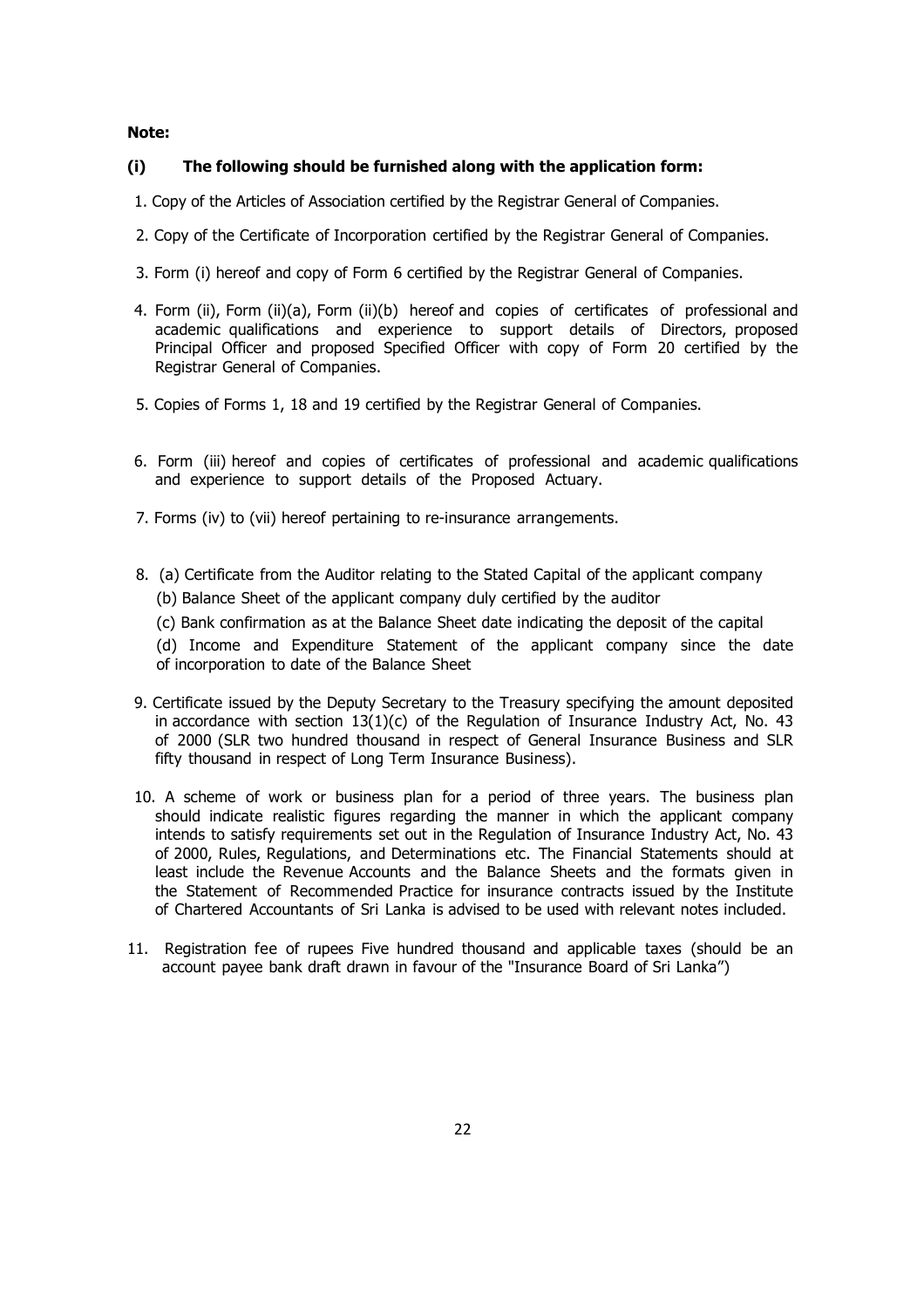**Note:**

**(i) The following should be furnished along with the application form:**

1. Copy of the Articles of Association certified by the Registrar General of Companies.

2. Copy of the Certificate of Incorporation certified by the Registrar General of Companies.

3. Form (i) hereof and copy of Form 6 certified by the Registrar General of Companies.

4. Form (ii), Form (ii)(a), Form (ii)(b) hereof and copies of certificates of professional and academic qualifications and experience to support details of Directors, proposed Principal Officer and proposed Specified Officer with copy of Form 20 certified by the Registrar General of Companies.

5. Copies of Forms 1, 18 and 19 certified by the Registrar General of Companies.

6. Form (iii) hereof and copies of certificates of professional and academic qualifications and experience to support details of the Proposed Actuary.

7. Forms (iv) to (vii) hereof pertaining to re-insurance arrangements.

8. (a) Certificate from the Auditor relating to the Stated Capital of the applicant company

   (b) Balance Sheet of the applicant company duly certified by the auditor

   (c) Bank confirmation as at the Balance Sheet date indicating the deposit of the capital

   (d) Income and Expenditure Statement of the applicant company since the date of incorporation to date of the Balance Sheet

9. Certificate issued by the Deputy Secretary to the Treasury specifying the amount deposited in accordance with section 13(1)(c) of the Regulation of Insurance Industry Act, No. 43 of 2000 (SLR two hundred thousand in respect of General Insurance Business and SLR fifty thousand in respect of Long Term Insurance Business).

10. A scheme of work or business plan for a period of three years. The business plan should indicate realistic figures regarding the manner in which the applicant company intends to satisfy requirements set out in the Regulation of Insurance Industry Act, No. 43 of 2000, Rules, Regulations, and Determinations etc. The Financial Statements should at least include the Revenue Accounts and the Balance Sheets and the formats given in the Statement of Recommended Practice for insurance contracts issued by the Institute of Chartered Accountants of Sri Lanka is advised to be used with relevant notes included.

11. Registration fee of rupees Five hundred thousand and applicable taxes (should be an account payee bank draft drawn in favour of the "Insurance Board of Sri Lanka")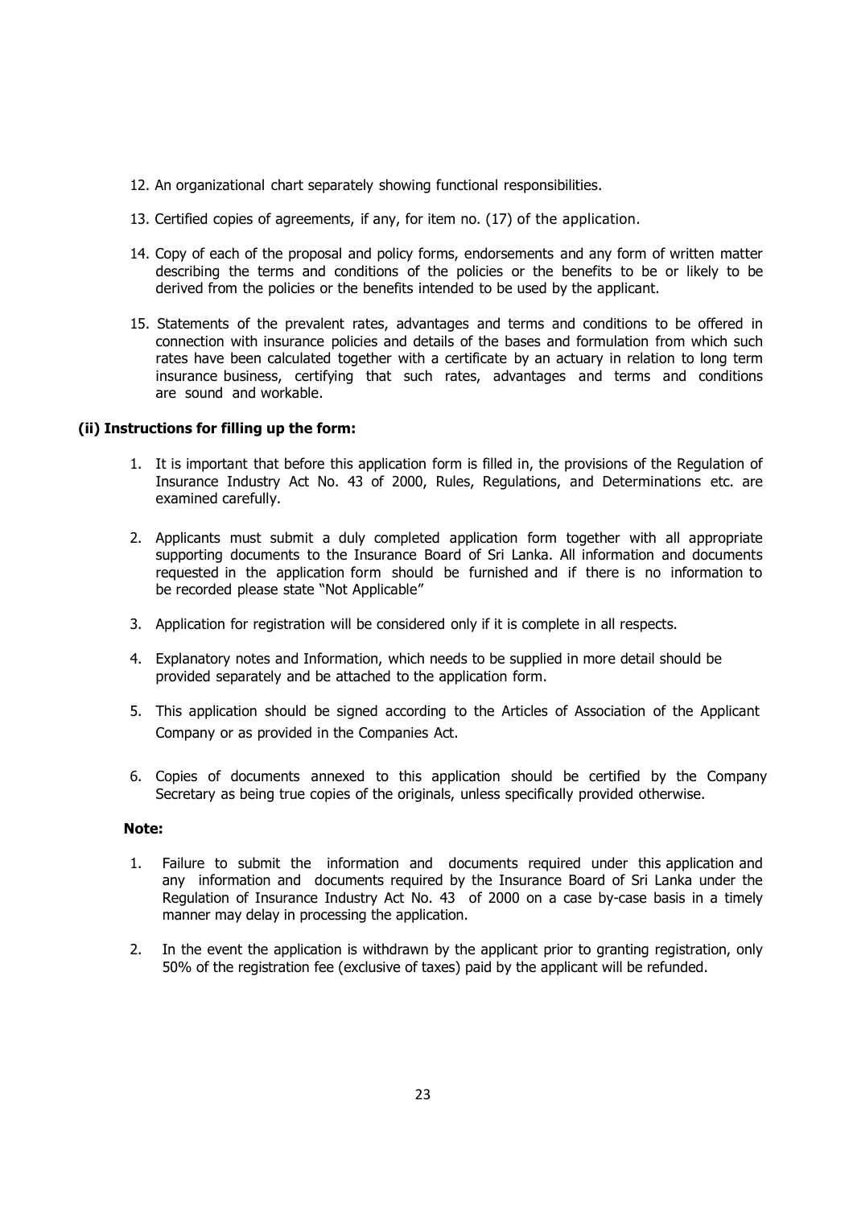12. An organizational chart separately showing functional responsibilities.

13. Certified copies of agreements, if any, for item no. (17) of the application.

14. Copy of each of the proposal and policy forms, endorsements and any form of written matter describing the terms and conditions of the policies or the benefits to be or likely to be derived from the policies or the benefits intended to be used by the applicant.

15. Statements of the prevalent rates, advantages and terms and conditions to be offered in connection with insurance policies and details of the bases and formulation from which such rates have been calculated together with a certificate by an actuary in relation to long term insurance business, certifying that such rates, advantages and terms and conditions are sound and workable.

**(ii) Instructions for filling up the form:**

1. It is important that before this application form is filled in, the provisions of the Regulation of Insurance Industry Act No. 43 of 2000, Rules, Regulations, and Determinations etc. are examined carefully.

2. Applicants must submit a duly completed application form together with all appropriate supporting documents to the Insurance Board of Sri Lanka. All information and documents requested in the application form should be furnished and if there is no information to be recorded please state "Not Applicable"

3. Application for registration will be considered only if it is complete in all respects.

4. Explanatory notes and Information, which needs to be supplied in more detail should be provided separately and be attached to the application form.

5. This application should be signed according to the Articles of Association of the Applicant Company or as provided in the Companies Act.

6. Copies of documents annexed to this application should be certified by the Company Secretary as being true copies of the originals, unless specifically provided otherwise.

**Note:**

1. Failure to submit the information and documents required under this application and any information and documents required by the Insurance Board of Sri Lanka under the Regulation of Insurance Industry Act No. 43 of 2000 on a case by-case basis in a timely manner may delay in processing the application.

2. In the event the application is withdrawn by the applicant prior to granting registration, only 50% of the registration fee (exclusive of taxes) paid by the applicant will be refunded.